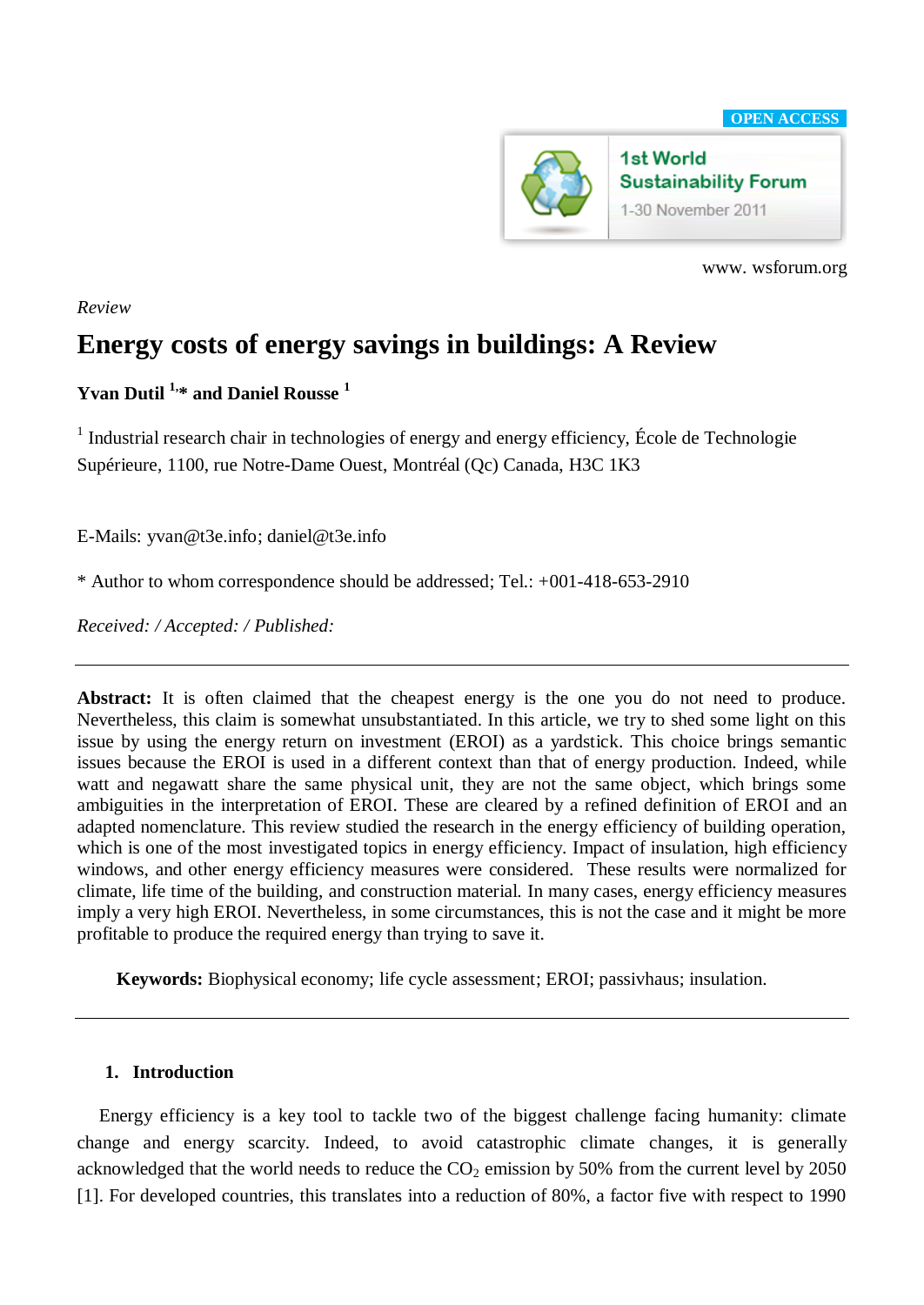OPEN ACCESS

1st World Sustainability Forum
1-30 November 2011

www. wsforum.org

*Review*

# Energy costs of energy savings in buildings: A Review

**Yvan Dutil [1,]* and Daniel Rousse [1]**

[1] Industrial research chair in technologies of energy and energy efficiency, École de Technologie Supérieure, 1100, rue Notre-Dame Ouest, Montréal (Qc) Canada, H3C 1K3

E-Mails: yvan@t3e.info; daniel@t3e.info

* Author to whom correspondence should be addressed; Tel.: +001-418-653-2910

*Received: / Accepted: / Published:*

---

**Abstract:** It is often claimed that the cheapest energy is the one you do not need to produce. Nevertheless, this claim is somewhat unsubstantiated. In this article, we try to shed some light on this issue by using the energy return on investment (EROI) as a yardstick. This choice brings semantic issues because the EROI is used in a different context than that of energy production. Indeed, while watt and negawatt share the same physical unit, they are not the same object, which brings some ambiguities in the interpretation of EROI. These are cleared by a refined definition of EROI and an adapted nomenclature. This review studied the research in the energy efficiency of building operation, which is one of the most investigated topics in energy efficiency. Impact of insulation, high efficiency windows, and other energy efficiency measures were considered. These results were normalized for climate, life time of the building, and construction material. In many cases, energy efficiency measures imply a very high EROI. Nevertheless, in some circumstances, this is not the case and it might be more profitable to produce the required energy than trying to save it.

**Keywords:** Biophysical economy; life cycle assessment; EROI; passivhaus; insulation.

---

## 1. Introduction

Energy efficiency is a key tool to tackle two of the biggest challenge facing humanity: climate change and energy scarcity. Indeed, to avoid catastrophic climate changes, it is generally acknowledged that the world needs to reduce the $CO_2$ emission by 50% from the current level by 2050 [1]. For developed countries, this translates into a reduction of 80%, a factor five with respect to 1990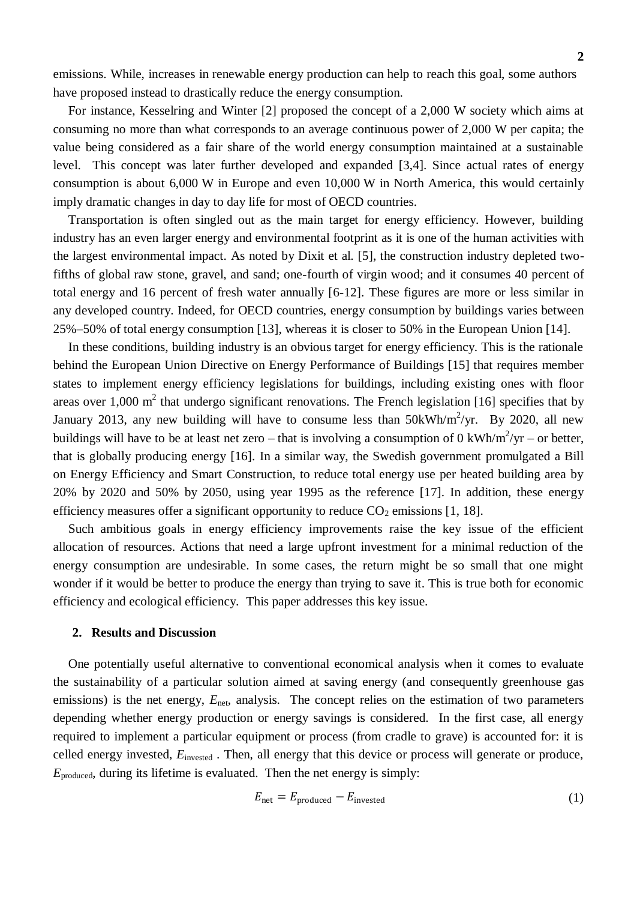emissions. While, increases in renewable energy production can help to reach this goal, some authors have proposed instead to drastically reduce the energy consumption.

For instance, Kesselring and Winter [2] proposed the concept of a 2,000 W society which aims at consuming no more than what corresponds to an average continuous power of 2,000 W per capita; the value being considered as a fair share of the world energy consumption maintained at a sustainable level. This concept was later further developed and expanded [3,4]. Since actual rates of energy consumption is about 6,000 W in Europe and even 10,000 W in North America, this would certainly imply dramatic changes in day to day life for most of OECD countries.

Transportation is often singled out as the main target for energy efficiency. However, building industry has an even larger energy and environmental footprint as it is one of the human activities with the largest environmental impact. As noted by Dixit et al. [5], the construction industry depleted two-fifths of global raw stone, gravel, and sand; one-fourth of virgin wood; and it consumes 40 percent of total energy and 16 percent of fresh water annually [6-12]. These figures are more or less similar in any developed country. Indeed, for OECD countries, energy consumption by buildings varies between 25%–50% of total energy consumption [13], whereas it is closer to 50% in the European Union [14].

In these conditions, building industry is an obvious target for energy efficiency. This is the rationale behind the European Union Directive on Energy Performance of Buildings [15] that requires member states to implement energy efficiency legislations for buildings, including existing ones with floor areas over 1,000 $m^2$ that undergo significant renovations. The French legislation [16] specifies that by January 2013, any new building will have to consume less than 50kWh/$m^2$/yr. By 2020, all new buildings will have to be at least net zero – that is involving a consumption of 0 kWh/$m^2$/yr – or better, that is globally producing energy [16]. In a similar way, the Swedish government promulgated a Bill on Energy Efficiency and Smart Construction, to reduce total energy use per heated building area by 20% by 2020 and 50% by 2050, using year 1995 as the reference [17]. In addition, these energy efficiency measures offer a significant opportunity to reduce $CO_2$ emissions [1, 18].

Such ambitious goals in energy efficiency improvements raise the key issue of the efficient allocation of resources. Actions that need a large upfront investment for a minimal reduction of the energy consumption are undesirable. In some cases, the return might be so small that one might wonder if it would be better to produce the energy than trying to save it. This is true both for economic efficiency and ecological efficiency. This paper addresses this key issue.

## 2. Results and Discussion

One potentially useful alternative to conventional economical analysis when it comes to evaluate the sustainability of a particular solution aimed at saving energy (and consequently greenhouse gas emissions) is the net energy, $E_{\text{net}}$, analysis. The concept relies on the estimation of two parameters depending whether energy production or energy savings is considered. In the first case, all energy required to implement a particular equipment or process (from cradle to grave) is accounted for: it is celled energy invested, $E_{\text{invested}}$ . Then, all energy that this device or process will generate or produce, $E_{\text{produced}}$, during its lifetime is evaluated. Then the net energy is simply:

$$E_{\text{net}} = E_{\text{produced}} - E_{\text{invested}} \tag{1}$$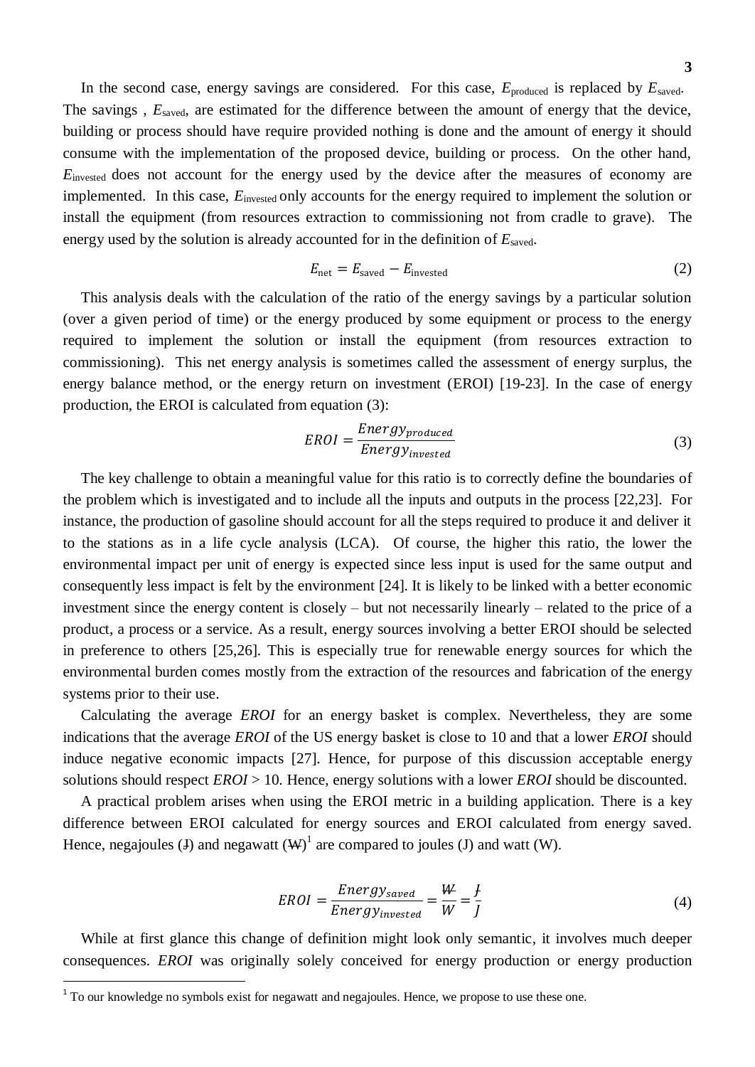In the second case, energy savings are considered. For this case, $E_{\text{produced}}$ is replaced by $E_{\text{saved}}$. The savings , $E_{\text{saved}}$, are estimated for the difference between the amount of energy that the device, building or process should have require provided nothing is done and the amount of energy it should consume with the implementation of the proposed device, building or process. On the other hand, $E_{\text{invested}}$ does not account for the energy used by the device after the measures of economy are implemented. In this case, $E_{\text{invested}}$ only accounts for the energy required to implement the solution or install the equipment (from resources extraction to commissioning not from cradle to grave). The energy used by the solution is already accounted for in the definition of $E_{\text{saved}}$.

$$E_{\text{net}} = E_{\text{saved}} - E_{\text{invested}} \tag{2}$$

This analysis deals with the calculation of the ratio of the energy savings by a particular solution (over a given period of time) or the energy produced by some equipment or process to the energy required to implement the solution or install the equipment (from resources extraction to commissioning). This net energy analysis is sometimes called the assessment of energy surplus, the energy balance method, or the energy return on investment (EROI) [19-23]. In the case of energy production, the EROI is calculated from equation (3):

$$EROI = \frac{Energy_{produced}}{Energy_{invested}} \tag{3}$$

The key challenge to obtain a meaningful value for this ratio is to correctly define the boundaries of the problem which is investigated and to include all the inputs and outputs in the process [22,23]. For instance, the production of gasoline should account for all the steps required to produce it and deliver it to the stations as in a life cycle analysis (LCA). Of course, the higher this ratio, the lower the environmental impact per unit of energy is expected since less input is used for the same output and consequently less impact is felt by the environment [24]. It is likely to be linked with a better economic investment since the energy content is closely – but not necessarily linearly – related to the price of a product, a process or a service. As a result, energy sources involving a better EROI should be selected in preference to others [25,26]. This is especially true for renewable energy sources for which the environmental burden comes mostly from the extraction of the resources and fabrication of the energy systems prior to their use.

Calculating the average *EROI* for an energy basket is complex. Nevertheless, they are some indications that the average *EROI* of the US energy basket is close to 10 and that a lower *EROI* should induce negative economic impacts [27]. Hence, for purpose of this discussion acceptable energy solutions should respect *EROI* > 10. Hence, energy solutions with a lower *EROI* should be discounted.

A practical problem arises when using the EROI metric in a building application. There is a key difference between EROI calculated for energy sources and EROI calculated from energy saved. Hence, negajoules (J̶) and negawatt (W̶)[1] are compared to joules (J) and watt (W).

$$EROI = \frac{Energy_{saved}}{Energy_{invested}} = \frac{W\!\!\!/}{W} = \frac{J\!\!\!/}{J} \tag{4}$$

While at first glance this change of definition might look only semantic, it involves much deeper consequences. *EROI* was originally solely conceived for energy production or energy production

[1] To our knowledge no symbols exist for negawatt and negajoules. Hence, we propose to use these one.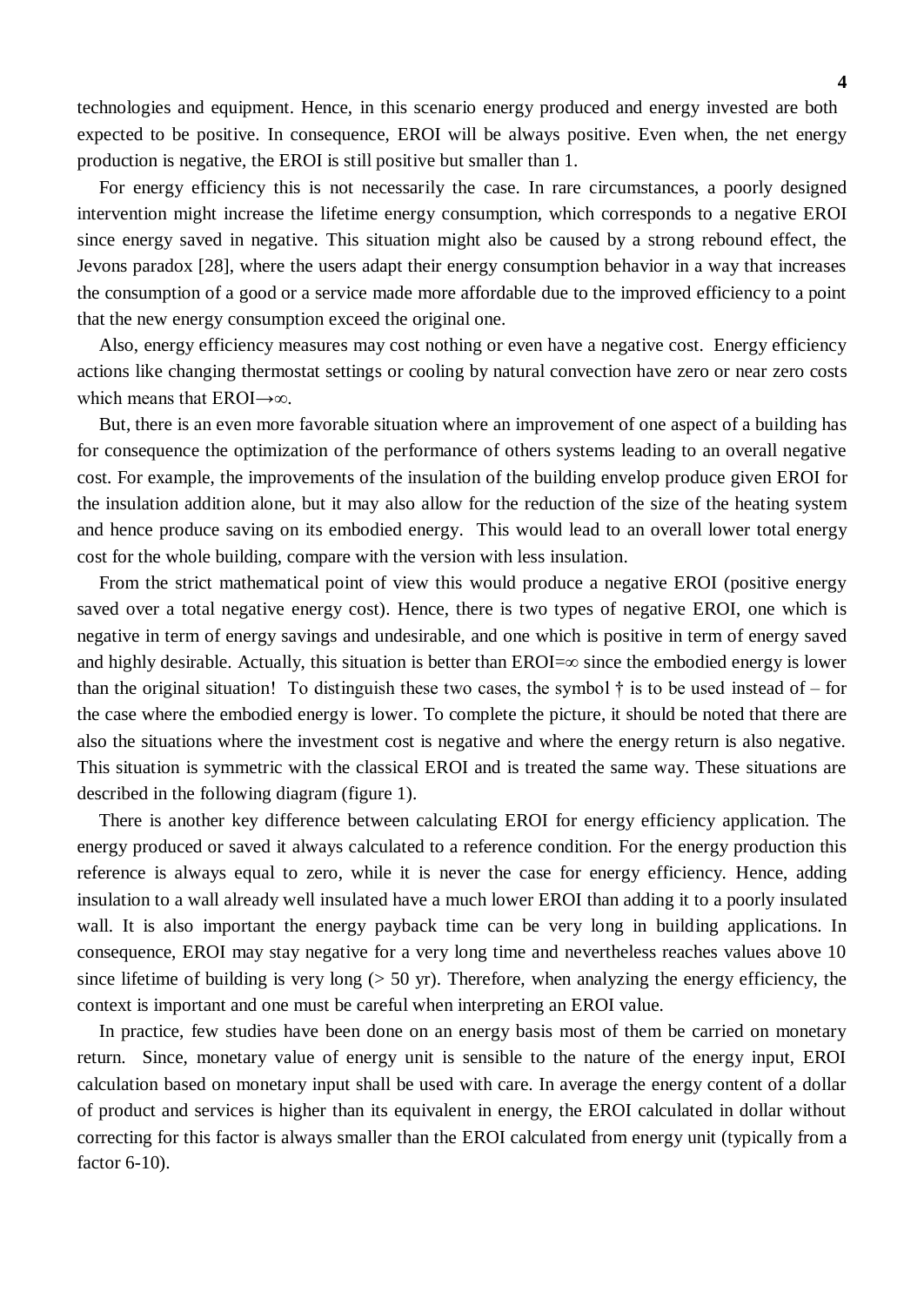technologies and equipment. Hence, in this scenario energy produced and energy invested are both expected to be positive. In consequence, EROI will be always positive. Even when, the net energy production is negative, the EROI is still positive but smaller than 1.

For energy efficiency this is not necessarily the case. In rare circumstances, a poorly designed intervention might increase the lifetime energy consumption, which corresponds to a negative EROI since energy saved in negative. This situation might also be caused by a strong rebound effect, the Jevons paradox [28], where the users adapt their energy consumption behavior in a way that increases the consumption of a good or a service made more affordable due to the improved efficiency to a point that the new energy consumption exceed the original one.

Also, energy efficiency measures may cost nothing or even have a negative cost. Energy efficiency actions like changing thermostat settings or cooling by natural convection have zero or near zero costs which means that EROI→∞.

But, there is an even more favorable situation where an improvement of one aspect of a building has for consequence the optimization of the performance of others systems leading to an overall negative cost. For example, the improvements of the insulation of the building envelop produce given EROI for the insulation addition alone, but it may also allow for the reduction of the size of the heating system and hence produce saving on its embodied energy. This would lead to an overall lower total energy cost for the whole building, compare with the version with less insulation.

From the strict mathematical point of view this would produce a negative EROI (positive energy saved over a total negative energy cost). Hence, there is two types of negative EROI, one which is negative in term of energy savings and undesirable, and one which is positive in term of energy saved and highly desirable. Actually, this situation is better than EROI=∞ since the embodied energy is lower than the original situation! To distinguish these two cases, the symbol † is to be used instead of – for the case where the embodied energy is lower. To complete the picture, it should be noted that there are also the situations where the investment cost is negative and where the energy return is also negative. This situation is symmetric with the classical EROI and is treated the same way. These situations are described in the following diagram (figure 1).

There is another key difference between calculating EROI for energy efficiency application. The energy produced or saved it always calculated to a reference condition. For the energy production this reference is always equal to zero, while it is never the case for energy efficiency. Hence, adding insulation to a wall already well insulated have a much lower EROI than adding it to a poorly insulated wall. It is also important the energy payback time can be very long in building applications. In consequence, EROI may stay negative for a very long time and nevertheless reaches values above 10 since lifetime of building is very long (> 50 yr). Therefore, when analyzing the energy efficiency, the context is important and one must be careful when interpreting an EROI value.

In practice, few studies have been done on an energy basis most of them be carried on monetary return. Since, monetary value of energy unit is sensible to the nature of the energy input, EROI calculation based on monetary input shall be used with care. In average the energy content of a dollar of product and services is higher than its equivalent in energy, the EROI calculated in dollar without correcting for this factor is always smaller than the EROI calculated from energy unit (typically from a factor 6-10).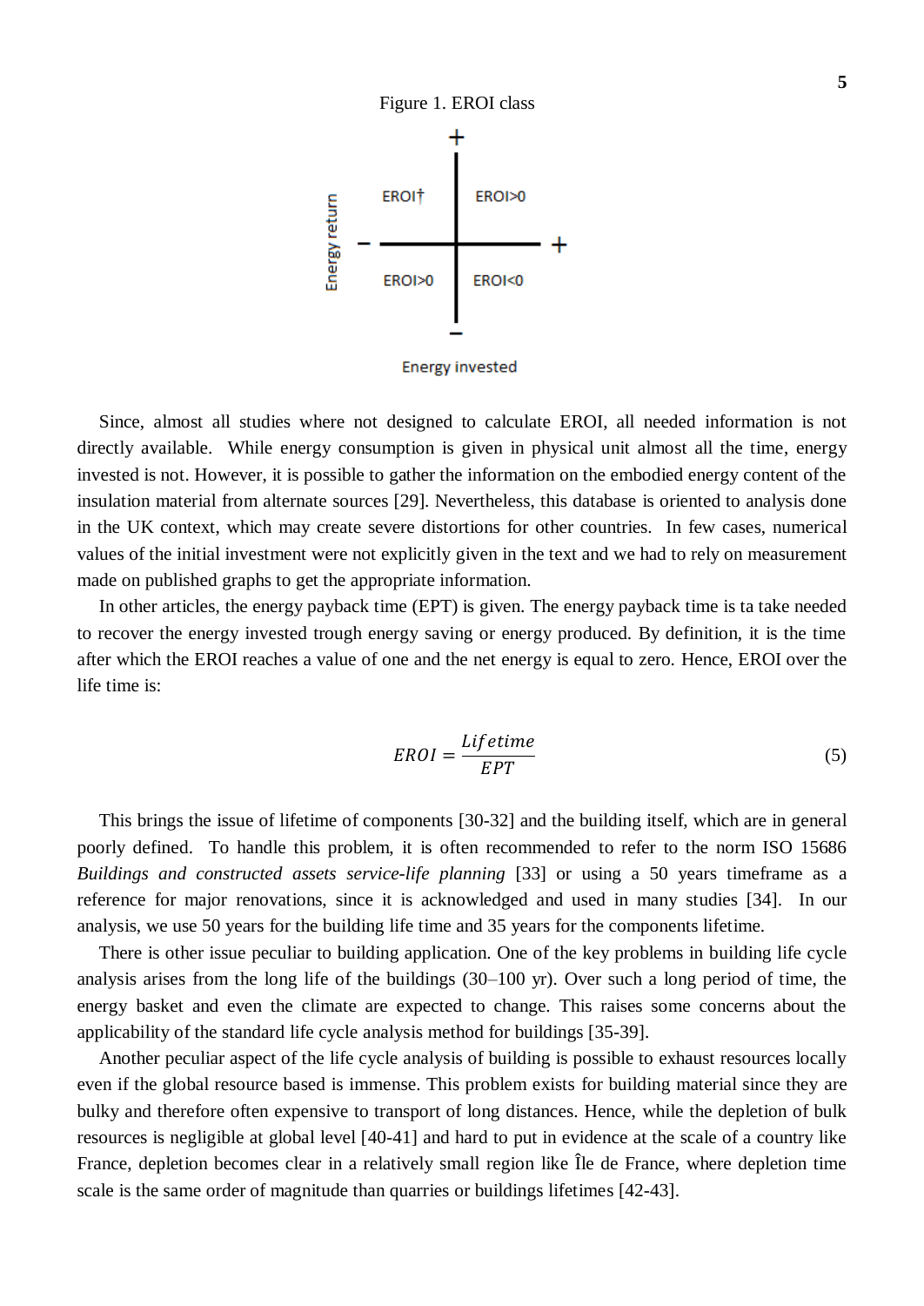Figure 1. EROI class

Since, almost all studies where not designed to calculate EROI, all needed information is not directly available. While energy consumption is given in physical unit almost all the time, energy invested is not. However, it is possible to gather the information on the embodied energy content of the insulation material from alternate sources [29]. Nevertheless, this database is oriented to analysis done in the UK context, which may create severe distortions for other countries. In few cases, numerical values of the initial investment were not explicitly given in the text and we had to rely on measurement made on published graphs to get the appropriate information.

In other articles, the energy payback time (EPT) is given. The energy payback time is ta take needed to recover the energy invested trough energy saving or energy produced. By definition, it is the time after which the EROI reaches a value of one and the net energy is equal to zero. Hence, EROI over the life time is:

$$EROI = \frac{Lifetime}{EPT} \tag{5}$$

This brings the issue of lifetime of components [30-32] and the building itself, which are in general poorly defined. To handle this problem, it is often recommended to refer to the norm ISO 15686 *Buildings and constructed assets service-life planning* [33] or using a 50 years timeframe as a reference for major renovations, since it is acknowledged and used in many studies [34]. In our analysis, we use 50 years for the building life time and 35 years for the components lifetime.

There is other issue peculiar to building application. One of the key problems in building life cycle analysis arises from the long life of the buildings (30–100 yr). Over such a long period of time, the energy basket and even the climate are expected to change. This raises some concerns about the applicability of the standard life cycle analysis method for buildings [35-39].

Another peculiar aspect of the life cycle analysis of building is possible to exhaust resources locally even if the global resource based is immense. This problem exists for building material since they are bulky and therefore often expensive to transport of long distances. Hence, while the depletion of bulk resources is negligible at global level [40-41] and hard to put in evidence at the scale of a country like France, depletion becomes clear in a relatively small region like Île de France, where depletion time scale is the same order of magnitude than quarries or buildings lifetimes [42-43].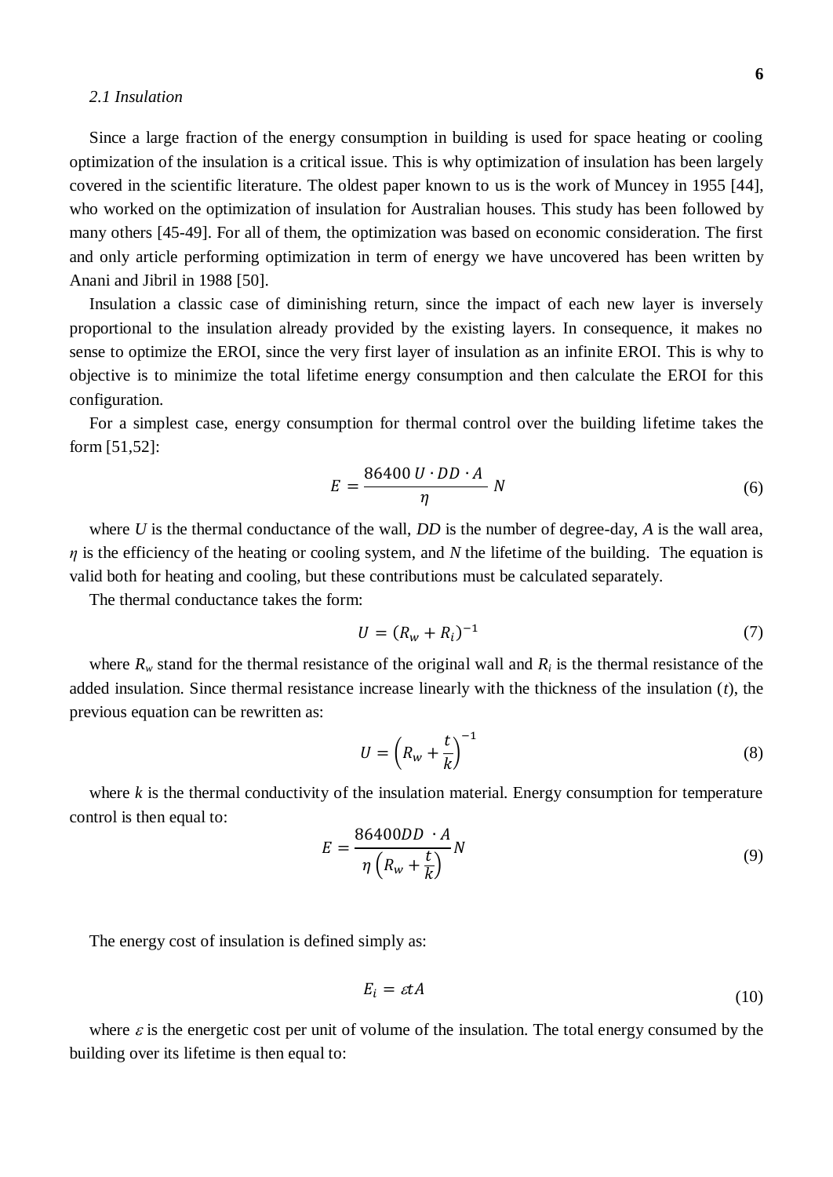### *2.1 Insulation*

Since a large fraction of the energy consumption in building is used for space heating or cooling optimization of the insulation is a critical issue. This is why optimization of insulation has been largely covered in the scientific literature. The oldest paper known to us is the work of Muncey in 1955 [44], who worked on the optimization of insulation for Australian houses. This study has been followed by many others [45-49]. For all of them, the optimization was based on economic consideration. The first and only article performing optimization in term of energy we have uncovered has been written by Anani and Jibril in 1988 [50].

Insulation a classic case of diminishing return, since the impact of each new layer is inversely proportional to the insulation already provided by the existing layers. In consequence, it makes no sense to optimize the EROI, since the very first layer of insulation as an infinite EROI. This is why to objective is to minimize the total lifetime energy consumption and then calculate the EROI for this configuration.

For a simplest case, energy consumption for thermal control over the building lifetime takes the form [51,52]:

$$E = \frac{86400\, U \cdot DD \cdot A}{\eta} N \tag{6}$$

where $U$ is the thermal conductance of the wall, $DD$ is the number of degree-day, $A$ is the wall area, $\eta$ is the efficiency of the heating or cooling system, and $N$ the lifetime of the building. The equation is valid both for heating and cooling, but these contributions must be calculated separately.

The thermal conductance takes the form:

$$U = (R_w + R_i)^{-1} \tag{7}$$

where $R_w$ stand for the thermal resistance of the original wall and $R_i$ is the thermal resistance of the added insulation. Since thermal resistance increase linearly with the thickness of the insulation ($t$), the previous equation can be rewritten as:

$$U = \left(R_w + \frac{t}{k}\right)^{-1} \tag{8}$$

where $k$ is the thermal conductivity of the insulation material. Energy consumption for temperature control is then equal to:

$$E = \frac{86400 DD \cdot A}{\eta \left(R_w + \frac{t}{k}\right)} N \tag{9}$$

The energy cost of insulation is defined simply as:

$$E_i = \varepsilon t A \tag{10}$$

where $\varepsilon$ is the energetic cost per unit of volume of the insulation. The total energy consumed by the building over its lifetime is then equal to: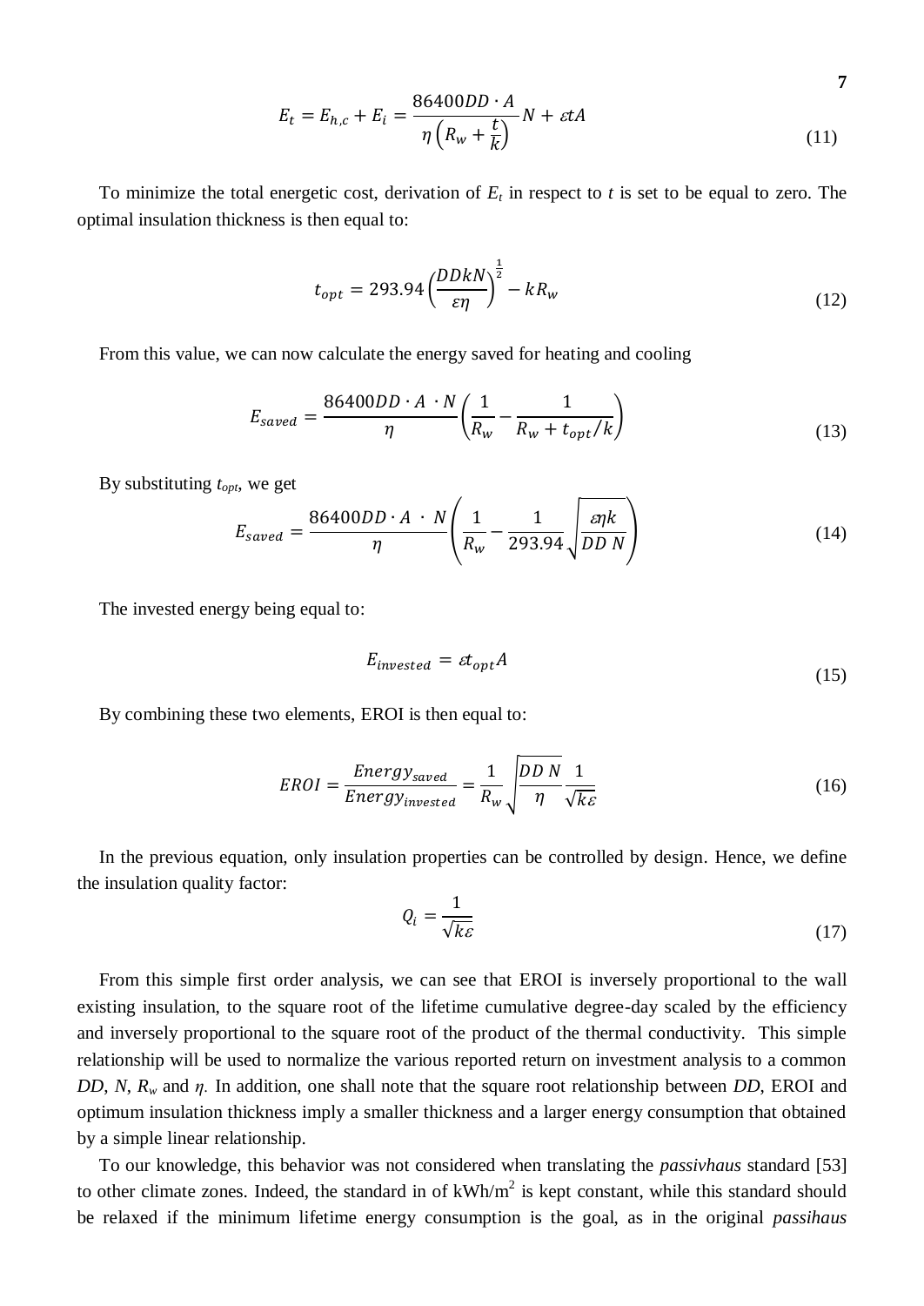$$E_t = E_{h,c} + E_i = \frac{86400DD \cdot A}{\eta\left(R_w + \frac{t}{k}\right)}N + \varepsilon tA \tag{11}$$

To minimize the total energetic cost, derivation of $E_t$ in respect to $t$ is set to be equal to zero. The optimal insulation thickness is then equal to:

$$t_{opt} = 293.94\left(\frac{DDkN}{\varepsilon\eta}\right)^{\frac{1}{2}} - kR_w \tag{12}$$

From this value, we can now calculate the energy saved for heating and cooling

$$E_{saved} = \frac{86400DD \cdot A \cdot N}{\eta}\left(\frac{1}{R_w} - \frac{1}{R_w + t_{opt}/k}\right) \tag{13}$$

By substituting $t_{opt}$, we get

$$E_{saved} = \frac{86400DD \cdot A \cdot N}{\eta}\left(\frac{1}{R_w} - \frac{1}{293.94}\sqrt{\frac{\varepsilon\eta k}{DD\ N}}\right) \tag{14}$$

The invested energy being equal to:

$$E_{invested} = \varepsilon t_{opt}A \tag{15}$$

By combining these two elements, EROI is then equal to:

$$EROI = \frac{Energy_{saved}}{Energy_{invested}} = \frac{1}{R_w}\sqrt{\frac{DD\ N}{\eta}}\frac{1}{\sqrt{k\varepsilon}} \tag{16}$$

In the previous equation, only insulation properties can be controlled by design. Hence, we define the insulation quality factor:

$$Q_i = \frac{1}{\sqrt{k\varepsilon}} \tag{17}$$

From this simple first order analysis, we can see that EROI is inversely proportional to the wall existing insulation, to the square root of the lifetime cumulative degree-day scaled by the efficiency and inversely proportional to the square root of the product of the thermal conductivity. This simple relationship will be used to normalize the various reported return on investment analysis to a common $DD$, $N$, $R_w$ and $\eta$. In addition, one shall note that the square root relationship between $DD$, EROI and optimum insulation thickness imply a smaller thickness and a larger energy consumption that obtained by a simple linear relationship.

To our knowledge, this behavior was not considered when translating the *passivhaus* standard [53] to other climate zones. Indeed, the standard in of kWh/m$^2$ is kept constant, while this standard should be relaxed if the minimum lifetime energy consumption is the goal, as in the original *passihaus*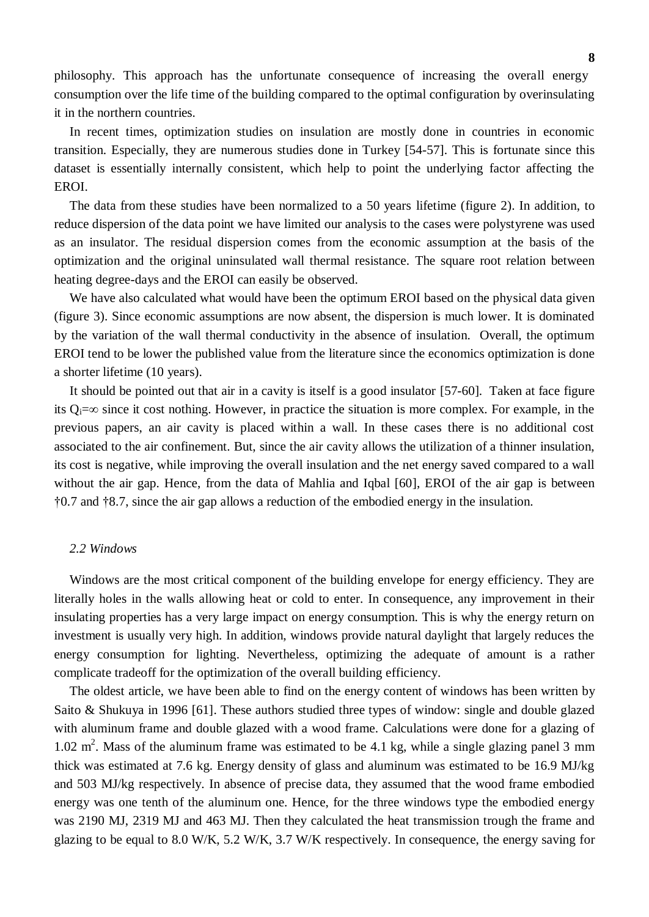philosophy. This approach has the unfortunate consequence of increasing the overall energy consumption over the life time of the building compared to the optimal configuration by overinsulating it in the northern countries.

In recent times, optimization studies on insulation are mostly done in countries in economic transition. Especially, they are numerous studies done in Turkey [54-57]. This is fortunate since this dataset is essentially internally consistent, which help to point the underlying factor affecting the EROI.

The data from these studies have been normalized to a 50 years lifetime (figure 2). In addition, to reduce dispersion of the data point we have limited our analysis to the cases were polystyrene was used as an insulator. The residual dispersion comes from the economic assumption at the basis of the optimization and the original uninsulated wall thermal resistance. The square root relation between heating degree-days and the EROI can easily be observed.

We have also calculated what would have been the optimum EROI based on the physical data given (figure 3). Since economic assumptions are now absent, the dispersion is much lower. It is dominated by the variation of the wall thermal conductivity in the absence of insulation. Overall, the optimum EROI tend to be lower the published value from the literature since the economics optimization is done a shorter lifetime (10 years).

It should be pointed out that air in a cavity is itself is a good insulator [57-60]. Taken at face figure its $Q_i=\infty$ since it cost nothing. However, in practice the situation is more complex. For example, in the previous papers, an air cavity is placed within a wall. In these cases there is no additional cost associated to the air confinement. But, since the air cavity allows the utilization of a thinner insulation, its cost is negative, while improving the overall insulation and the net energy saved compared to a wall without the air gap. Hence, from the data of Mahlia and Iqbal [60], EROI of the air gap is between †0.7 and †8.7, since the air gap allows a reduction of the embodied energy in the insulation.

### *2.2 Windows*

Windows are the most critical component of the building envelope for energy efficiency. They are literally holes in the walls allowing heat or cold to enter. In consequence, any improvement in their insulating properties has a very large impact on energy consumption. This is why the energy return on investment is usually very high. In addition, windows provide natural daylight that largely reduces the energy consumption for lighting. Nevertheless, optimizing the adequate of amount is a rather complicate tradeoff for the optimization of the overall building efficiency.

The oldest article, we have been able to find on the energy content of windows has been written by Saito & Shukuya in 1996 [61]. These authors studied three types of window: single and double glazed with aluminum frame and double glazed with a wood frame. Calculations were done for a glazing of 1.02 $m^2$. Mass of the aluminum frame was estimated to be 4.1 kg, while a single glazing panel 3 mm thick was estimated at 7.6 kg. Energy density of glass and aluminum was estimated to be 16.9 MJ/kg and 503 MJ/kg respectively. In absence of precise data, they assumed that the wood frame embodied energy was one tenth of the aluminum one. Hence, for the three windows type the embodied energy was 2190 MJ, 2319 MJ and 463 MJ. Then they calculated the heat transmission trough the frame and glazing to be equal to 8.0 W/K, 5.2 W/K, 3.7 W/K respectively. In consequence, the energy saving for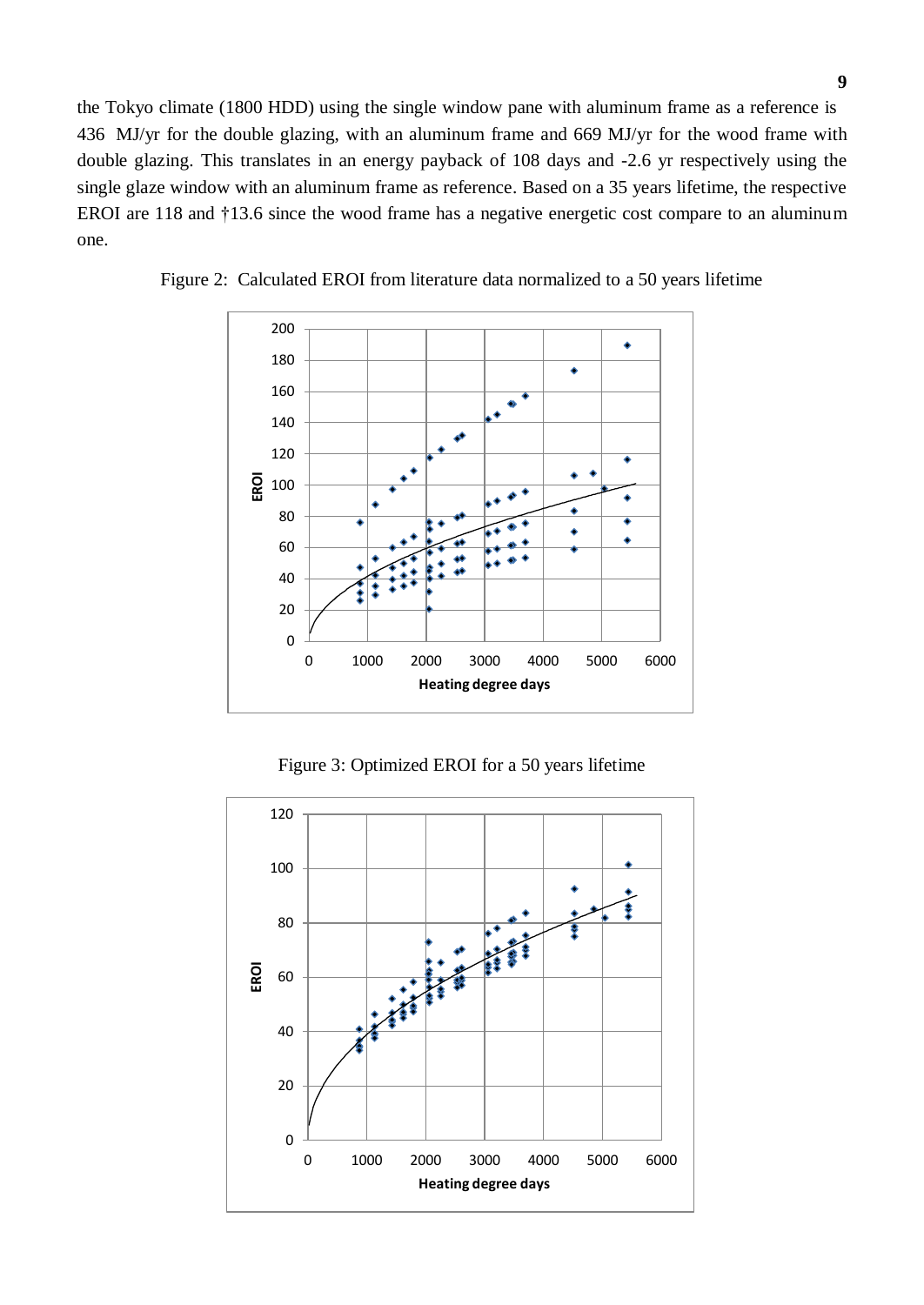the Tokyo climate (1800 HDD) using the single window pane with aluminum frame as a reference is 436 MJ/yr for the double glazing, with an aluminum frame and 669 MJ/yr for the wood frame with double glazing. This translates in an energy payback of 108 days and -2.6 yr respectively using the single glaze window with an aluminum frame as reference. Based on a 35 years lifetime, the respective EROI are 118 and †13.6 since the wood frame has a negative energetic cost compare to an aluminum one.

Figure 2: Calculated EROI from literature data normalized to a 50 years lifetime

Figure 3: Optimized EROI for a 50 years lifetime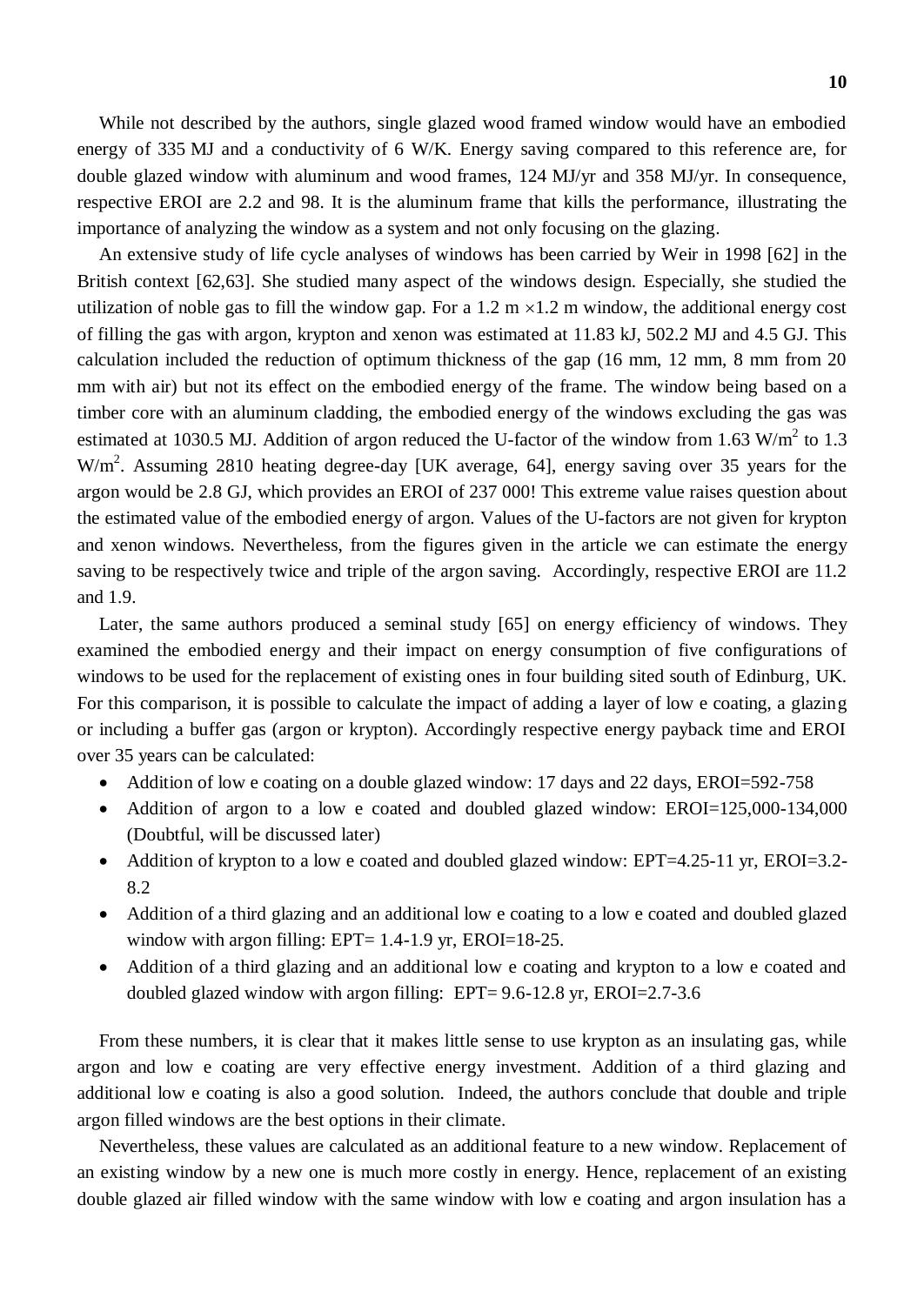While not described by the authors, single glazed wood framed window would have an embodied energy of 335 MJ and a conductivity of 6 W/K. Energy saving compared to this reference are, for double glazed window with aluminum and wood frames, 124 MJ/yr and 358 MJ/yr. In consequence, respective EROI are 2.2 and 98. It is the aluminum frame that kills the performance, illustrating the importance of analyzing the window as a system and not only focusing on the glazing.

An extensive study of life cycle analyses of windows has been carried by Weir in 1998 [62] in the British context [62,63]. She studied many aspect of the windows design. Especially, she studied the utilization of noble gas to fill the window gap. For a 1.2 m $\times$1.2 m window, the additional energy cost of filling the gas with argon, krypton and xenon was estimated at 11.83 kJ, 502.2 MJ and 4.5 GJ. This calculation included the reduction of optimum thickness of the gap (16 mm, 12 mm, 8 mm from 20 mm with air) but not its effect on the embodied energy of the frame. The window being based on a timber core with an aluminum cladding, the embodied energy of the windows excluding the gas was estimated at 1030.5 MJ. Addition of argon reduced the U-factor of the window from 1.63 W/m$^2$ to 1.3 W/m$^2$. Assuming 2810 heating degree-day [UK average, 64], energy saving over 35 years for the argon would be 2.8 GJ, which provides an EROI of 237 000! This extreme value raises question about the estimated value of the embodied energy of argon. Values of the U-factors are not given for krypton and xenon windows. Nevertheless, from the figures given in the article we can estimate the energy saving to be respectively twice and triple of the argon saving. Accordingly, respective EROI are 11.2 and 1.9.

Later, the same authors produced a seminal study [65] on energy efficiency of windows. They examined the embodied energy and their impact on energy consumption of five configurations of windows to be used for the replacement of existing ones in four building sited south of Edinburg, UK. For this comparison, it is possible to calculate the impact of adding a layer of low e coating, a glazing or including a buffer gas (argon or krypton). Accordingly respective energy payback time and EROI over 35 years can be calculated:

- Addition of low e coating on a double glazed window: 17 days and 22 days, EROI=592-758
- Addition of argon to a low e coated and doubled glazed window: EROI=125,000-134,000 (Doubtful, will be discussed later)
- Addition of krypton to a low e coated and doubled glazed window: EPT=4.25-11 yr, EROI=3.2-8.2
- Addition of a third glazing and an additional low e coating to a low e coated and doubled glazed window with argon filling: EPT= 1.4-1.9 yr, EROI=18-25.
- Addition of a third glazing and an additional low e coating and krypton to a low e coated and doubled glazed window with argon filling: EPT= 9.6-12.8 yr, EROI=2.7-3.6

From these numbers, it is clear that it makes little sense to use krypton as an insulating gas, while argon and low e coating are very effective energy investment. Addition of a third glazing and additional low e coating is also a good solution. Indeed, the authors conclude that double and triple argon filled windows are the best options in their climate.

Nevertheless, these values are calculated as an additional feature to a new window. Replacement of an existing window by a new one is much more costly in energy. Hence, replacement of an existing double glazed air filled window with the same window with low e coating and argon insulation has a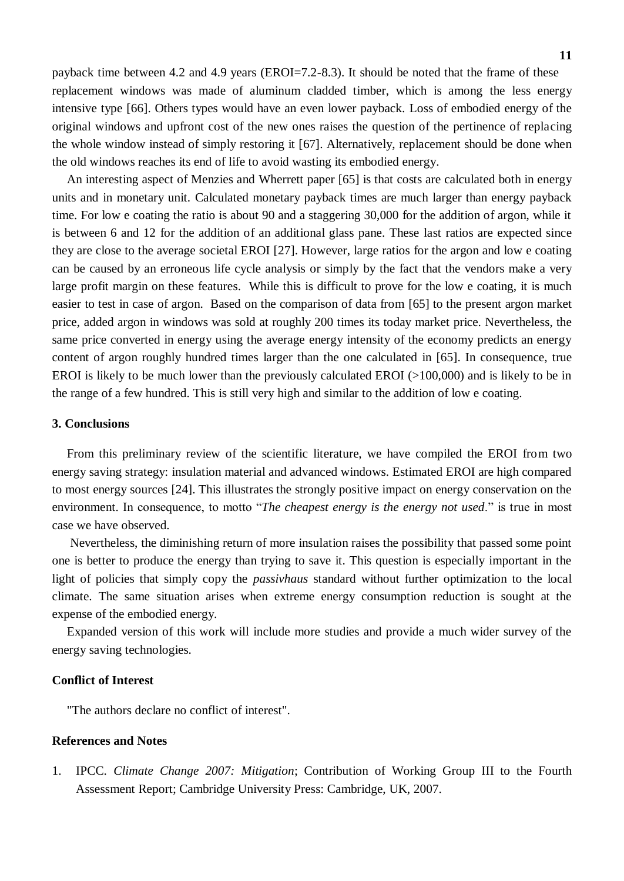payback time between 4.2 and 4.9 years (EROI=7.2-8.3). It should be noted that the frame of these replacement windows was made of aluminum cladded timber, which is among the less energy intensive type [66]. Others types would have an even lower payback. Loss of embodied energy of the original windows and upfront cost of the new ones raises the question of the pertinence of replacing the whole window instead of simply restoring it [67]. Alternatively, replacement should be done when the old windows reaches its end of life to avoid wasting its embodied energy.

An interesting aspect of Menzies and Wherrett paper [65] is that costs are calculated both in energy units and in monetary unit. Calculated monetary payback times are much larger than energy payback time. For low e coating the ratio is about 90 and a staggering 30,000 for the addition of argon, while it is between 6 and 12 for the addition of an additional glass pane. These last ratios are expected since they are close to the average societal EROI [27]. However, large ratios for the argon and low e coating can be caused by an erroneous life cycle analysis or simply by the fact that the vendors make a very large profit margin on these features. While this is difficult to prove for the low e coating, it is much easier to test in case of argon. Based on the comparison of data from [65] to the present argon market price, added argon in windows was sold at roughly 200 times its today market price. Nevertheless, the same price converted in energy using the average energy intensity of the economy predicts an energy content of argon roughly hundred times larger than the one calculated in [65]. In consequence, true EROI is likely to be much lower than the previously calculated EROI (>100,000) and is likely to be in the range of a few hundred. This is still very high and similar to the addition of low e coating.

## 3. Conclusions

From this preliminary review of the scientific literature, we have compiled the EROI from two energy saving strategy: insulation material and advanced windows. Estimated EROI are high compared to most energy sources [24]. This illustrates the strongly positive impact on energy conservation on the environment. In consequence, to motto "*The cheapest energy is the energy not used*." is true in most case we have observed.

Nevertheless, the diminishing return of more insulation raises the possibility that passed some point one is better to produce the energy than trying to save it. This question is especially important in the light of policies that simply copy the *passivhaus* standard without further optimization to the local climate. The same situation arises when extreme energy consumption reduction is sought at the expense of the embodied energy.

Expanded version of this work will include more studies and provide a much wider survey of the energy saving technologies.

## Conflict of Interest

"The authors declare no conflict of interest".

## References and Notes

1. IPCC. *Climate Change 2007: Mitigation*; Contribution of Working Group III to the Fourth Assessment Report; Cambridge University Press: Cambridge, UK, 2007.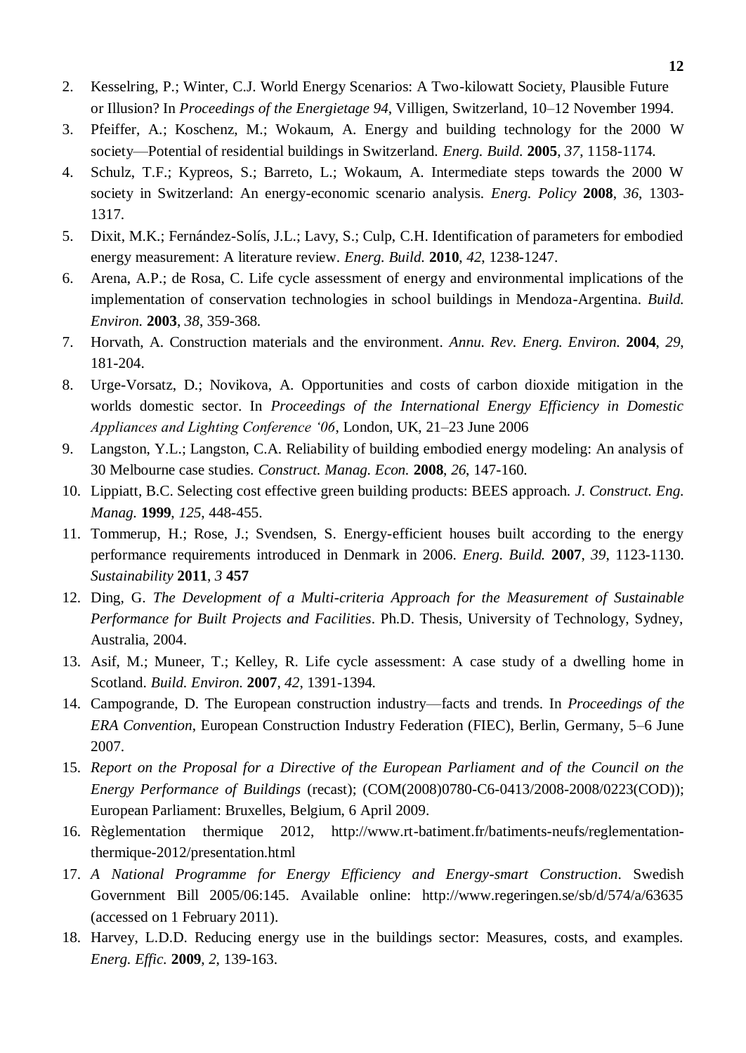2. Kesselring, P.; Winter, C.J. World Energy Scenarios: A Two-kilowatt Society, Plausible Future or Illusion? In *Proceedings of the Energietage 94*, Villigen, Switzerland, 10–12 November 1994.
3. Pfeiffer, A.; Koschenz, M.; Wokaum, A. Energy and building technology for the 2000 W society—Potential of residential buildings in Switzerland. *Energ. Build.* **2005**, *37*, 1158-1174.
4. Schulz, T.F.; Kypreos, S.; Barreto, L.; Wokaum, A. Intermediate steps towards the 2000 W society in Switzerland: An energy-economic scenario analysis. *Energ. Policy* **2008**, *36*, 1303-1317.
5. Dixit, M.K.; Fernández-Solís, J.L.; Lavy, S.; Culp, C.H. Identification of parameters for embodied energy measurement: A literature review. *Energ. Build.* **2010**, *42*, 1238-1247.
6. Arena, A.P.; de Rosa, C. Life cycle assessment of energy and environmental implications of the implementation of conservation technologies in school buildings in Mendoza-Argentina. *Build. Environ.* **2003**, *38*, 359-368.
7. Horvath, A. Construction materials and the environment. *Annu. Rev. Energ. Environ.* **2004**, *29*, 181-204.
8. Urge-Vorsatz, D.; Novikova, A. Opportunities and costs of carbon dioxide mitigation in the worlds domestic sector. In *Proceedings of the International Energy Efficiency in Domestic Appliances and Lighting Conference '06*, London, UK, 21–23 June 2006
9. Langston, Y.L.; Langston, C.A. Reliability of building embodied energy modeling: An analysis of 30 Melbourne case studies. *Construct. Manag. Econ.* **2008**, *26*, 147-160.
10. Lippiatt, B.C. Selecting cost effective green building products: BEES approach. *J. Construct. Eng. Manag.* **1999**, *125*, 448-455.
11. Tommerup, H.; Rose, J.; Svendsen, S. Energy-efficient houses built according to the energy performance requirements introduced in Denmark in 2006. *Energ. Build.* **2007**, *39*, 1123-1130. *Sustainability* **2011**, *3* **457**
12. Ding, G. *The Development of a Multi-criteria Approach for the Measurement of Sustainable Performance for Built Projects and Facilities*. Ph.D. Thesis, University of Technology, Sydney, Australia, 2004.
13. Asif, M.; Muneer, T.; Kelley, R. Life cycle assessment: A case study of a dwelling home in Scotland. *Build. Environ.* **2007**, *42*, 1391-1394.
14. Campogrande, D. The European construction industry—facts and trends. In *Proceedings of the ERA Convention*, European Construction Industry Federation (FIEC), Berlin, Germany, 5–6 June 2007.
15. *Report on the Proposal for a Directive of the European Parliament and of the Council on the Energy Performance of Buildings* (recast); (COM(2008)0780-C6-0413/2008-2008/0223(COD)); European Parliament: Bruxelles, Belgium, 6 April 2009.
16. Règlementation thermique 2012, http://www.rt-batiment.fr/batiments-neufs/reglementation-thermique-2012/presentation.html
17. *A National Programme for Energy Efficiency and Energy-smart Construction*. Swedish Government Bill 2005/06:145. Available online: http://www.regeringen.se/sb/d/574/a/63635 (accessed on 1 February 2011).
18. Harvey, L.D.D. Reducing energy use in the buildings sector: Measures, costs, and examples. *Energ. Effic.* **2009**, *2*, 139-163.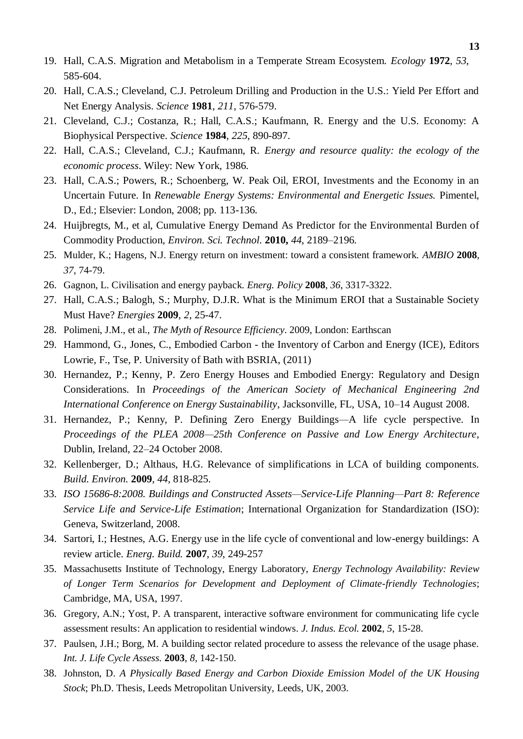19. Hall, C.A.S. Migration and Metabolism in a Temperate Stream Ecosystem. *Ecology* **1972**, *53*, 585-604.
20. Hall, C.A.S.; Cleveland, C.J. Petroleum Drilling and Production in the U.S.: Yield Per Effort and Net Energy Analysis. *Science* **1981**, *211*, 576-579.
21. Cleveland, C.J.; Costanza, R.; Hall, C.A.S.; Kaufmann, R. Energy and the U.S. Economy: A Biophysical Perspective. *Science* **1984**, *225*, 890-897.
22. Hall, C.A.S.; Cleveland, C.J.; Kaufmann, R. *Energy and resource quality: the ecology of the economic process*. Wiley: New York, 1986.
23. Hall, C.A.S.; Powers, R.; Schoenberg, W. Peak Oil, EROI, Investments and the Economy in an Uncertain Future. In *Renewable Energy Systems: Environmental and Energetic Issues.* Pimentel, D., Ed.; Elsevier: London, 2008; pp. 113-136.
24. Huijbregts, M., et al, Cumulative Energy Demand As Predictor for the Environmental Burden of Commodity Production, *Environ. Sci. Technol.* **2010,** *44*, 2189–2196.
25. Mulder, K.; Hagens, N.J. Energy return on investment: toward a consistent framework. *AMBIO* **2008**, *37*, 74-79.
26. Gagnon, L. Civilisation and energy payback. *Energ. Policy* **2008**, *36*, 3317-3322.
27. Hall, C.A.S.; Balogh, S.; Murphy, D.J.R. What is the Minimum EROI that a Sustainable Society Must Have? *Energies* **2009**, *2*, 25-47.
28. Polimeni, J.M., et al., *The Myth of Resource Efficiency*. 2009, London: Earthscan
29. Hammond, G., Jones, C., Embodied Carbon - the Inventory of Carbon and Energy (ICE), Editors Lowrie, F., Tse, P. University of Bath with BSRIA, (2011)
30. Hernandez, P.; Kenny, P. Zero Energy Houses and Embodied Energy: Regulatory and Design Considerations. In *Proceedings of the American Society of Mechanical Engineering 2nd International Conference on Energy Sustainability*, Jacksonville, FL, USA, 10–14 August 2008.
31. Hernandez, P.; Kenny, P. Defining Zero Energy Buildings—A life cycle perspective. In *Proceedings of the PLEA 2008—25th Conference on Passive and Low Energy Architecture*, Dublin, Ireland, 22–24 October 2008.
32. Kellenberger, D.; Althaus, H.G. Relevance of simplifications in LCA of building components. *Build. Environ.* **2009**, *44*, 818-825.
33. *ISO 15686-8:2008. Buildings and Constructed Assets—Service-Life Planning—Part 8: Reference Service Life and Service-Life Estimation*; International Organization for Standardization (ISO): Geneva, Switzerland, 2008.
34. Sartori, I.; Hestnes, A.G. Energy use in the life cycle of conventional and low-energy buildings: A review article. *Energ. Build.* **2007**, *39*, 249-257
35. Massachusetts Institute of Technology, Energy Laboratory, *Energy Technology Availability: Review of Longer Term Scenarios for Development and Deployment of Climate-friendly Technologies*; Cambridge, MA, USA, 1997.
36. Gregory, A.N.; Yost, P. A transparent, interactive software environment for communicating life cycle assessment results: An application to residential windows. *J. Indus. Ecol.* **2002**, *5*, 15-28.
37. Paulsen, J.H.; Borg, M. A building sector related procedure to assess the relevance of the usage phase. *Int. J. Life Cycle Assess.* **2003**, *8*, 142-150.
38. Johnston, D. *A Physically Based Energy and Carbon Dioxide Emission Model of the UK Housing Stock*; Ph.D. Thesis, Leeds Metropolitan University, Leeds, UK, 2003.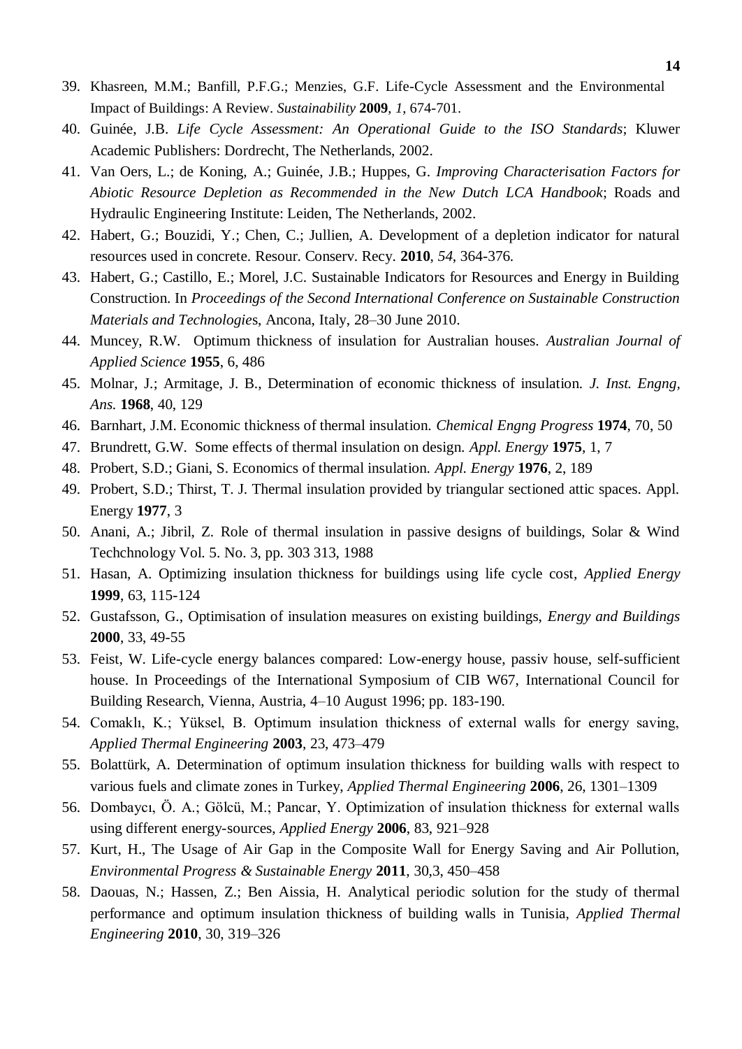39. Khasreen, M.M.; Banfill, P.F.G.; Menzies, G.F. Life-Cycle Assessment and the Environmental Impact of Buildings: A Review. *Sustainability* **2009**, *1*, 674-701.
40. Guinée, J.B. *Life Cycle Assessment: An Operational Guide to the ISO Standards*; Kluwer Academic Publishers: Dordrecht, The Netherlands, 2002.
41. Van Oers, L.; de Koning, A.; Guinée, J.B.; Huppes, G. *Improving Characterisation Factors for Abiotic Resource Depletion as Recommended in the New Dutch LCA Handbook*; Roads and Hydraulic Engineering Institute: Leiden, The Netherlands, 2002.
42. Habert, G.; Bouzidi, Y.; Chen, C.; Jullien, A. Development of a depletion indicator for natural resources used in concrete. Resour. Conserv. Recy. **2010**, *54*, 364-376.
43. Habert, G.; Castillo, E.; Morel, J.C. Sustainable Indicators for Resources and Energy in Building Construction. In *Proceedings of the Second International Conference on Sustainable Construction Materials and Technologie*s, Ancona, Italy, 28–30 June 2010.
44. Muncey, R.W. Optimum thickness of insulation for Australian houses. *Australian Journal of Applied Science* **1955**, 6, 486
45. Molnar, J.; Armitage, J. B., Determination of economic thickness of insulation. *J. Inst. Engng, Ans.* **1968**, 40, 129
46. Barnhart, J.M. Economic thickness of thermal insulation. *Chemical Engng Progress* **1974**, 70, 50
47. Brundrett, G.W. Some effects of thermal insulation on design. *Appl. Energy* **1975**, 1, 7
48. Probert, S.D.; Giani, S. Economics of thermal insulation. *Appl. Energy* **1976**, 2, 189
49. Probert, S.D.; Thirst, T. J. Thermal insulation provided by triangular sectioned attic spaces. Appl. Energy **1977**, 3
50. Anani, A.; Jibril, Z. Role of thermal insulation in passive designs of buildings, Solar & Wind Techchnology Vol. 5. No. 3, pp. 303 313, 1988
51. Hasan, A. Optimizing insulation thickness for buildings using life cycle cost, *Applied Energy* **1999**, 63, 115-124
52. Gustafsson, G., Optimisation of insulation measures on existing buildings, *Energy and Buildings* **2000**, 33, 49-55
53. Feist, W. Life-cycle energy balances compared: Low-energy house, passiv house, self-sufficient house. In Proceedings of the International Symposium of CIB W67, International Council for Building Research, Vienna, Austria, 4–10 August 1996; pp. 183-190.
54. Comaklı, K.; Yüksel, B. Optimum insulation thickness of external walls for energy saving, *Applied Thermal Engineering* **2003**, 23, 473–479
55. Bolattürk, A. Determination of optimum insulation thickness for building walls with respect to various fuels and climate zones in Turkey, *Applied Thermal Engineering* **2006**, 26, 1301–1309
56. Dombaycı, Ö. A.; Gölcü, M.; Pancar, Y. Optimization of insulation thickness for external walls using different energy-sources, *Applied Energy* **2006**, 83, 921–928
57. Kurt, H., The Usage of Air Gap in the Composite Wall for Energy Saving and Air Pollution, *Environmental Progress & Sustainable Energy* **2011**, 30,3, 450–458
58. Daouas, N.; Hassen, Z.; Ben Aissia, H. Analytical periodic solution for the study of thermal performance and optimum insulation thickness of building walls in Tunisia, *Applied Thermal Engineering* **2010**, 30, 319–326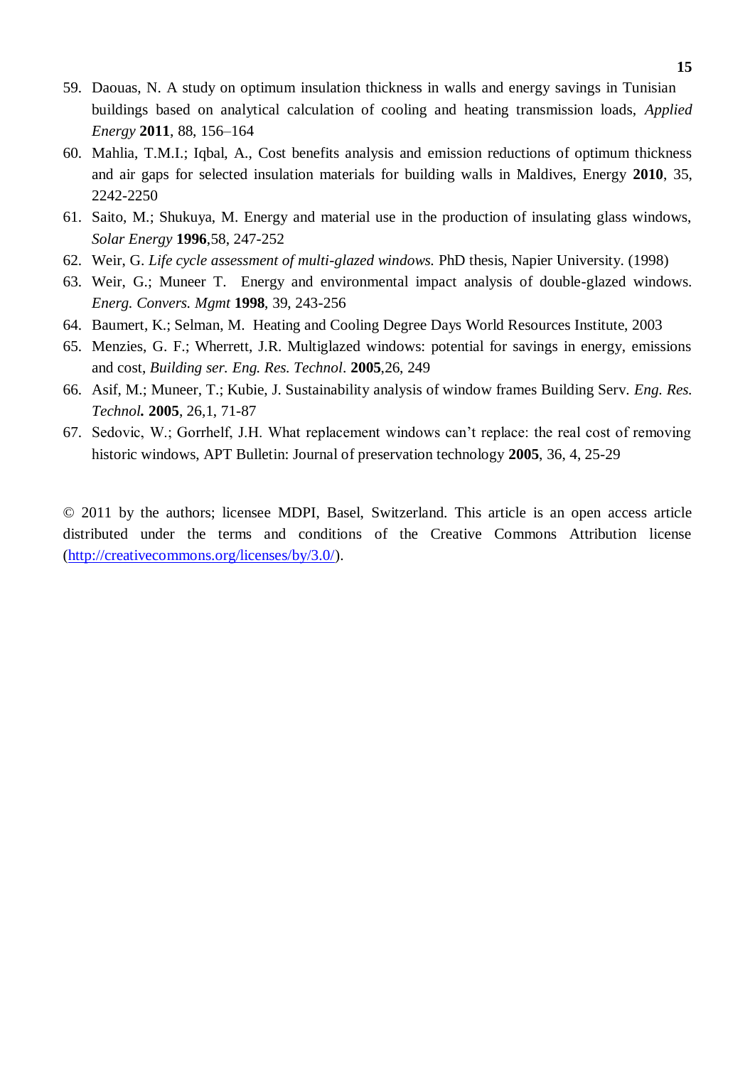59. Daouas, N. A study on optimum insulation thickness in walls and energy savings in Tunisian buildings based on analytical calculation of cooling and heating transmission loads, *Applied Energy* **2011**, 88, 156–164
60. Mahlia, T.M.I.; Iqbal, A., Cost benefits analysis and emission reductions of optimum thickness and air gaps for selected insulation materials for building walls in Maldives, Energy **2010**, 35, 2242-2250
61. Saito, M.; Shukuya, M. Energy and material use in the production of insulating glass windows, *Solar Energy* **1996**,58, 247-252
62. Weir, G. *Life cycle assessment of multi-glazed windows.* PhD thesis, Napier University. (1998)
63. Weir, G.; Muneer T. Energy and environmental impact analysis of double-glazed windows. *Energ. Convers. Mgmt* **1998**, 39, 243-256
64. Baumert, K.; Selman, M. Heating and Cooling Degree Days World Resources Institute, 2003
65. Menzies, G. F.; Wherrett, J.R. Multiglazed windows: potential for savings in energy, emissions and cost, *Building ser. Eng. Res. Technol*. **2005**,26, 249
66. Asif, M.; Muneer, T.; Kubie, J. Sustainability analysis of window frames Building Serv. *Eng. Res. Technol***.** **2005**, 26,1, 71-87
67. Sedovic, W.; Gorrhelf, J.H. What replacement windows can't replace: the real cost of removing historic windows, APT Bulletin: Journal of preservation technology **2005**, 36, 4, 25-29

© 2011 by the authors; licensee MDPI, Basel, Switzerland. This article is an open access article distributed under the terms and conditions of the Creative Commons Attribution license (http://creativecommons.org/licenses/by/3.0/).